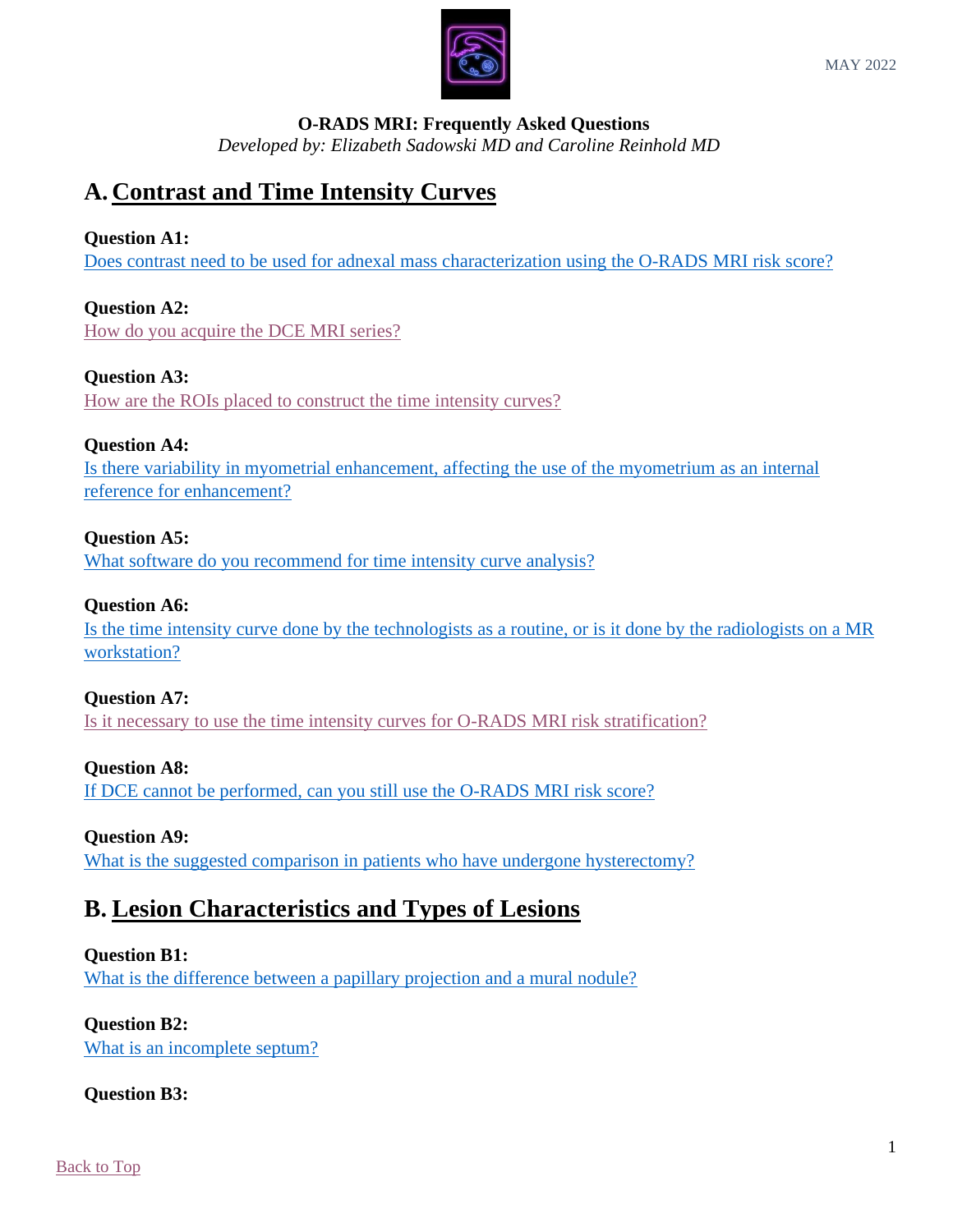MAY 2022

**O-RADS MRI: Frequently Asked Questions**
*Developed by: Elizabeth Sadowski MD and Caroline Reinhold MD*

# A. Contrast and Time Intensity Curves

**Question A1:**
Does contrast need to be used for adnexal mass characterization using the O-RADS MRI risk score?

**Question A2:**
How do you acquire the DCE MRI series?

**Question A3:**
How are the ROIs placed to construct the time intensity curves?

**Question A4:**
Is there variability in myometrial enhancement, affecting the use of the myometrium as an internal reference for enhancement?

**Question A5:**
What software do you recommend for time intensity curve analysis?

**Question A6:**
Is the time intensity curve done by the technologists as a routine, or is it done by the radiologists on a MR workstation?

**Question A7:**
Is it necessary to use the time intensity curves for O-RADS MRI risk stratification?

**Question A8:**
If DCE cannot be performed, can you still use the O-RADS MRI risk score?

**Question A9:**
What is the suggested comparison in patients who have undergone hysterectomy?

# B. Lesion Characteristics and Types of Lesions

**Question B1:**
What is the difference between a papillary projection and a mural nodule?

**Question B2:**
What is an incomplete septum?

**Question B3:**

Back to Top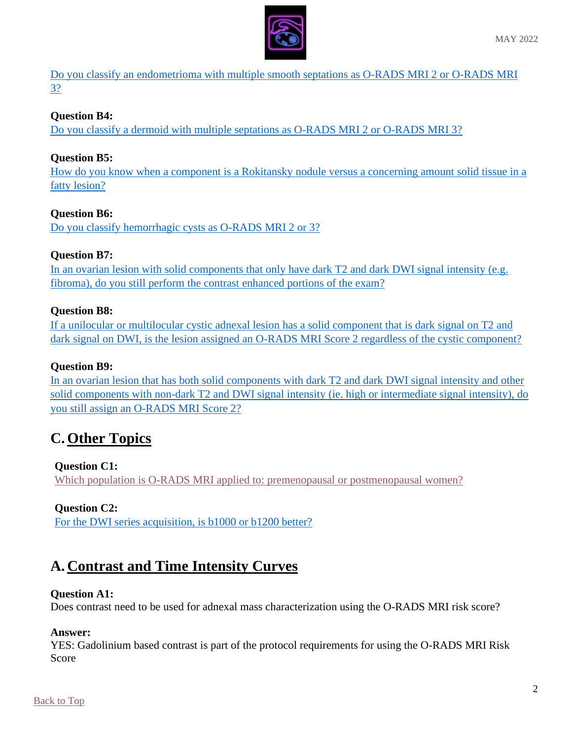Do you classify an endometrioma with multiple smooth septations as O-RADS MRI 2 or O-RADS MRI 3?

**Question B4:**
Do you classify a dermoid with multiple septations as O-RADS MRI 2 or O-RADS MRI 3?

**Question B5:**
How do you know when a component is a Rokitansky nodule versus a concerning amount solid tissue in a fatty lesion?

**Question B6:**
Do you classify hemorrhagic cysts as O-RADS MRI 2 or 3?

**Question B7:**
In an ovarian lesion with solid components that only have dark T2 and dark DWI signal intensity (e.g. fibroma), do you still perform the contrast enhanced portions of the exam?

**Question B8:**
If a unilocular or multilocular cystic adnexal lesion has a solid component that is dark signal on T2 and dark signal on DWI, is the lesion assigned an O-RADS MRI Score 2 regardless of the cystic component?

**Question B9:**
In an ovarian lesion that has both solid components with dark T2 and dark DWI signal intensity and other solid components with non-dark T2 and DWI signal intensity (ie. high or intermediate signal intensity), do you still assign an O-RADS MRI Score 2?

## C. Other Topics

**Question C1:**
Which population is O-RADS MRI applied to: premenopausal or postmenopausal women?

**Question C2:**
For the DWI series acquisition, is b1000 or b1200 better?

## A. Contrast and Time Intensity Curves

**Question A1:**
Does contrast need to be used for adnexal mass characterization using the O-RADS MRI risk score?

**Answer:**
YES: Gadolinium based contrast is part of the protocol requirements for using the O-RADS MRI Risk Score

Back to Top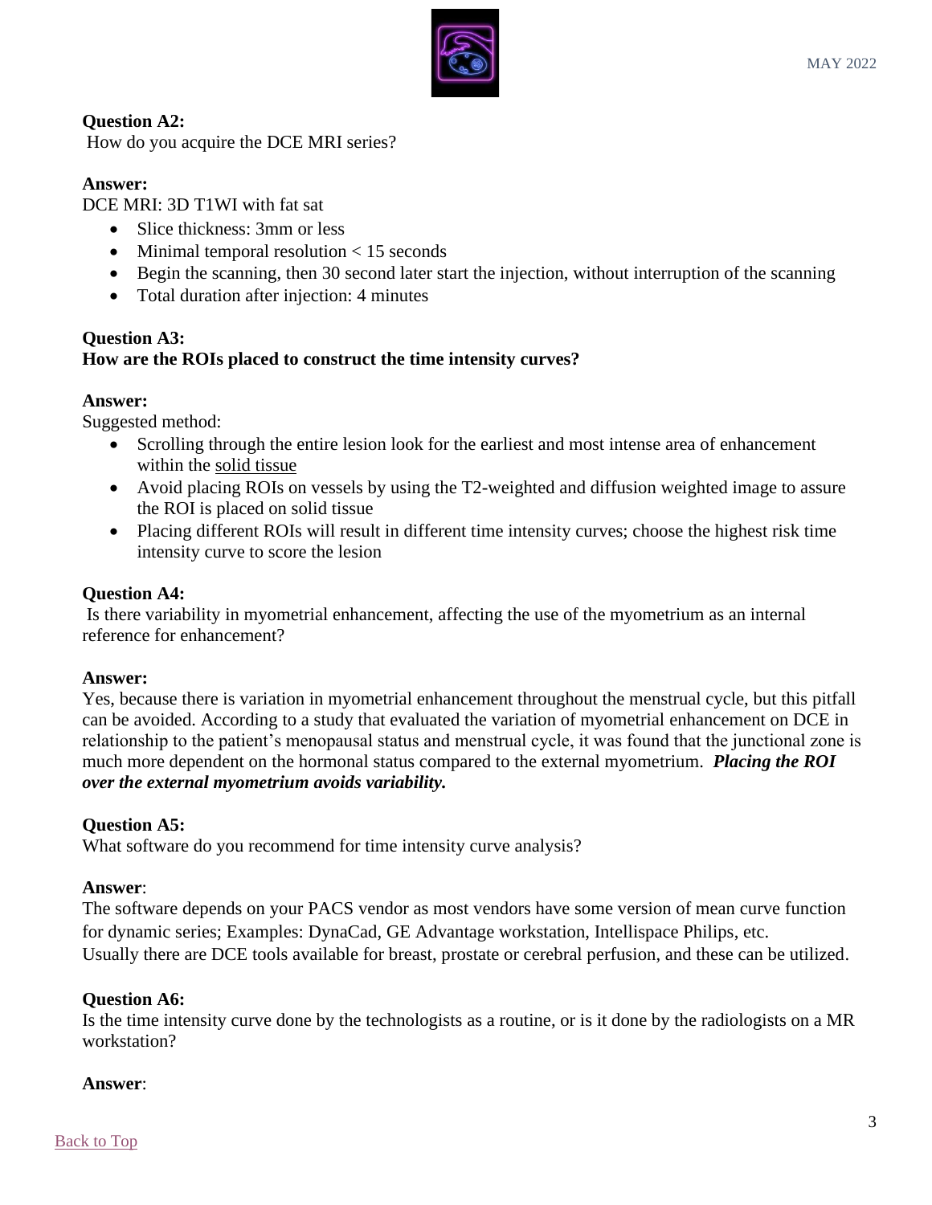**Question A2:**
How do you acquire the DCE MRI series?

**Answer:**
DCE MRI: 3D T1WI with fat sat

- Slice thickness: 3mm or less
- Minimal temporal resolution < 15 seconds
- Begin the scanning, then 30 second later start the injection, without interruption of the scanning
- Total duration after injection: 4 minutes

**Question A3:**
**How are the ROIs placed to construct the time intensity curves?**

**Answer:**
Suggested method:

- Scrolling through the entire lesion look for the earliest and most intense area of enhancement within the solid tissue
- Avoid placing ROIs on vessels by using the T2-weighted and diffusion weighted image to assure the ROI is placed on solid tissue
- Placing different ROIs will result in different time intensity curves; choose the highest risk time intensity curve to score the lesion

**Question A4:**
Is there variability in myometrial enhancement, affecting the use of the myometrium as an internal reference for enhancement?

**Answer:**
Yes, because there is variation in myometrial enhancement throughout the menstrual cycle, but this pitfall can be avoided. According to a study that evaluated the variation of myometrial enhancement on DCE in relationship to the patient's menopausal status and menstrual cycle, it was found that the junctional zone is much more dependent on the hormonal status compared to the external myometrium. ***Placing the ROI over the external myometrium avoids variability.***

**Question A5:**
What software do you recommend for time intensity curve analysis?

**Answer**:
The software depends on your PACS vendor as most vendors have some version of mean curve function for dynamic series; Examples: DynaCad, GE Advantage workstation, Intellispace Philips, etc.
Usually there are DCE tools available for breast, prostate or cerebral perfusion, and these can be utilized.

**Question A6:**
Is the time intensity curve done by the technologists as a routine, or is it done by the radiologists on a MR workstation?

**Answer**:

Back to Top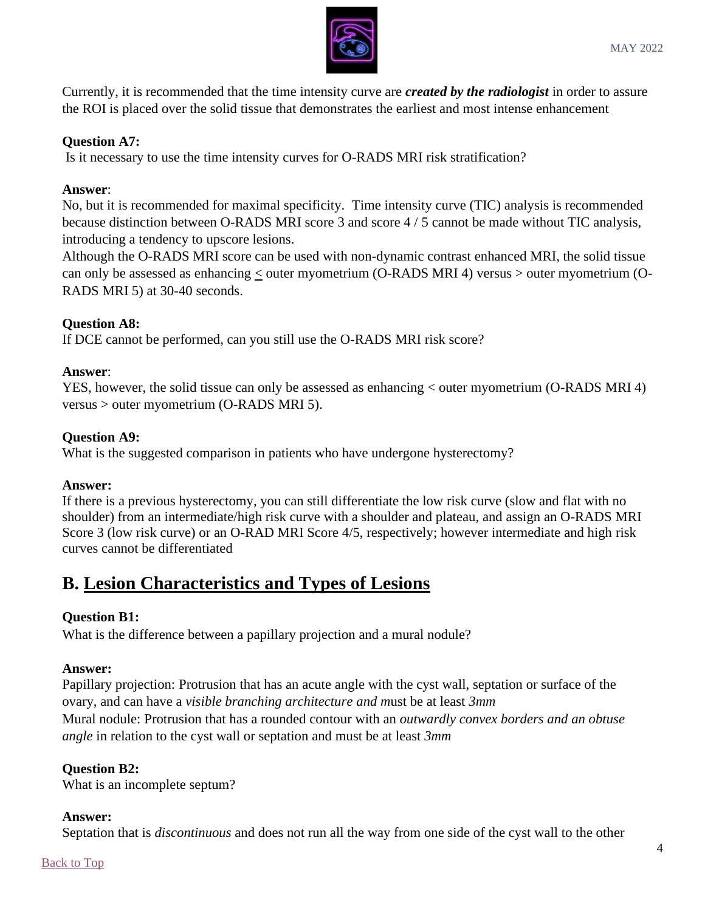Currently, it is recommended that the time intensity curve are ***created by the radiologist*** in order to assure the ROI is placed over the solid tissue that demonstrates the earliest and most intense enhancement

**Question A7:**
Is it necessary to use the time intensity curves for O-RADS MRI risk stratification?

**Answer**:
No, but it is recommended for maximal specificity. Time intensity curve (TIC) analysis is recommended because distinction between O-RADS MRI score 3 and score 4 / 5 cannot be made without TIC analysis, introducing a tendency to upscore lesions.
Although the O-RADS MRI score can be used with non-dynamic contrast enhanced MRI, the solid tissue can only be assessed as enhancing $\leq$ outer myometrium (O-RADS MRI 4) versus > outer myometrium (O-RADS MRI 5) at 30-40 seconds.

**Question A8:**
If DCE cannot be performed, can you still use the O-RADS MRI risk score?

**Answer**:
YES, however, the solid tissue can only be assessed as enhancing < outer myometrium (O-RADS MRI 4) versus > outer myometrium (O-RADS MRI 5).

**Question A9:**
What is the suggested comparison in patients who have undergone hysterectomy?

**Answer:**
If there is a previous hysterectomy, you can still differentiate the low risk curve (slow and flat with no shoulder) from an intermediate/high risk curve with a shoulder and plateau, and assign an O-RADS MRI Score 3 (low risk curve) or an O-RAD MRI Score 4/5, respectively; however intermediate and high risk curves cannot be differentiated

## B. Lesion Characteristics and Types of Lesions

**Question B1:**
What is the difference between a papillary projection and a mural nodule?

**Answer:**
Papillary projection: Protrusion that has an acute angle with the cyst wall, septation or surface of the ovary, and can have a *visible branching architecture and m*ust be at least *3mm*
Mural nodule: Protrusion that has a rounded contour with an *outwardly convex borders and an obtuse angle* in relation to the cyst wall or septation and must be at least *3mm*

**Question B2:**
What is an incomplete septum?

**Answer:**
Septation that is *discontinuous* and does not run all the way from one side of the cyst wall to the other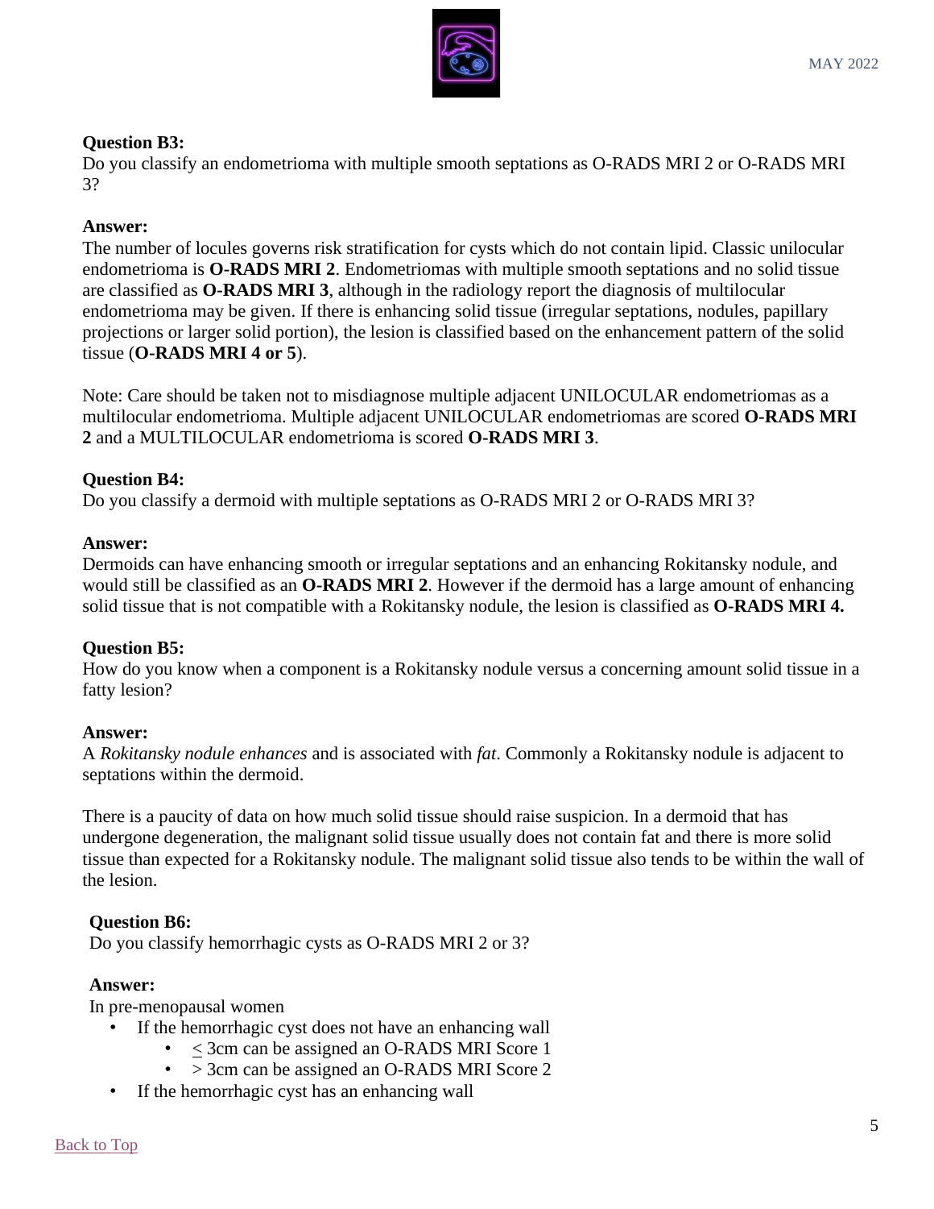**Question B3:**
Do you classify an endometrioma with multiple smooth septations as O-RADS MRI 2 or O-RADS MRI 3?

**Answer:**
The number of locules governs risk stratification for cysts which do not contain lipid. Classic unilocular endometrioma is **O-RADS MRI 2**. Endometriomas with multiple smooth septations and no solid tissue are classified as **O-RADS MRI 3**, although in the radiology report the diagnosis of multilocular endometrioma may be given. If there is enhancing solid tissue (irregular septations, nodules, papillary projections or larger solid portion), the lesion is classified based on the enhancement pattern of the solid tissue (**O-RADS MRI 4 or 5**).

Note: Care should be taken not to misdiagnose multiple adjacent UNILOCULAR endometriomas as a multilocular endometrioma. Multiple adjacent UNILOCULAR endometriomas are scored **O-RADS MRI 2** and a MULTILOCULAR endometrioma is scored **O-RADS MRI 3**.

**Question B4:**
Do you classify a dermoid with multiple septations as O-RADS MRI 2 or O-RADS MRI 3?

**Answer:**
Dermoids can have enhancing smooth or irregular septations and an enhancing Rokitansky nodule, and would still be classified as an **O-RADS MRI 2**. However if the dermoid has a large amount of enhancing solid tissue that is not compatible with a Rokitansky nodule, the lesion is classified as **O-RADS MRI 4.**

**Question B5:**
How do you know when a component is a Rokitansky nodule versus a concerning amount solid tissue in a fatty lesion?

**Answer:**
A *Rokitansky nodule enhances* and is associated with *fat*. Commonly a Rokitansky nodule is adjacent to septations within the dermoid.

There is a paucity of data on how much solid tissue should raise suspicion. In a dermoid that has undergone degeneration, the malignant solid tissue usually does not contain fat and there is more solid tissue than expected for a Rokitansky nodule. The malignant solid tissue also tends to be within the wall of the lesion.

**Question B6:**
Do you classify hemorrhagic cysts as O-RADS MRI 2 or 3?

**Answer:**
In pre-menopausal women

- If the hemorrhagic cyst does not have an enhancing wall
  - ≤ 3cm can be assigned an O-RADS MRI Score 1
  - > 3cm can be assigned an O-RADS MRI Score 2
- If the hemorrhagic cyst has an enhancing wall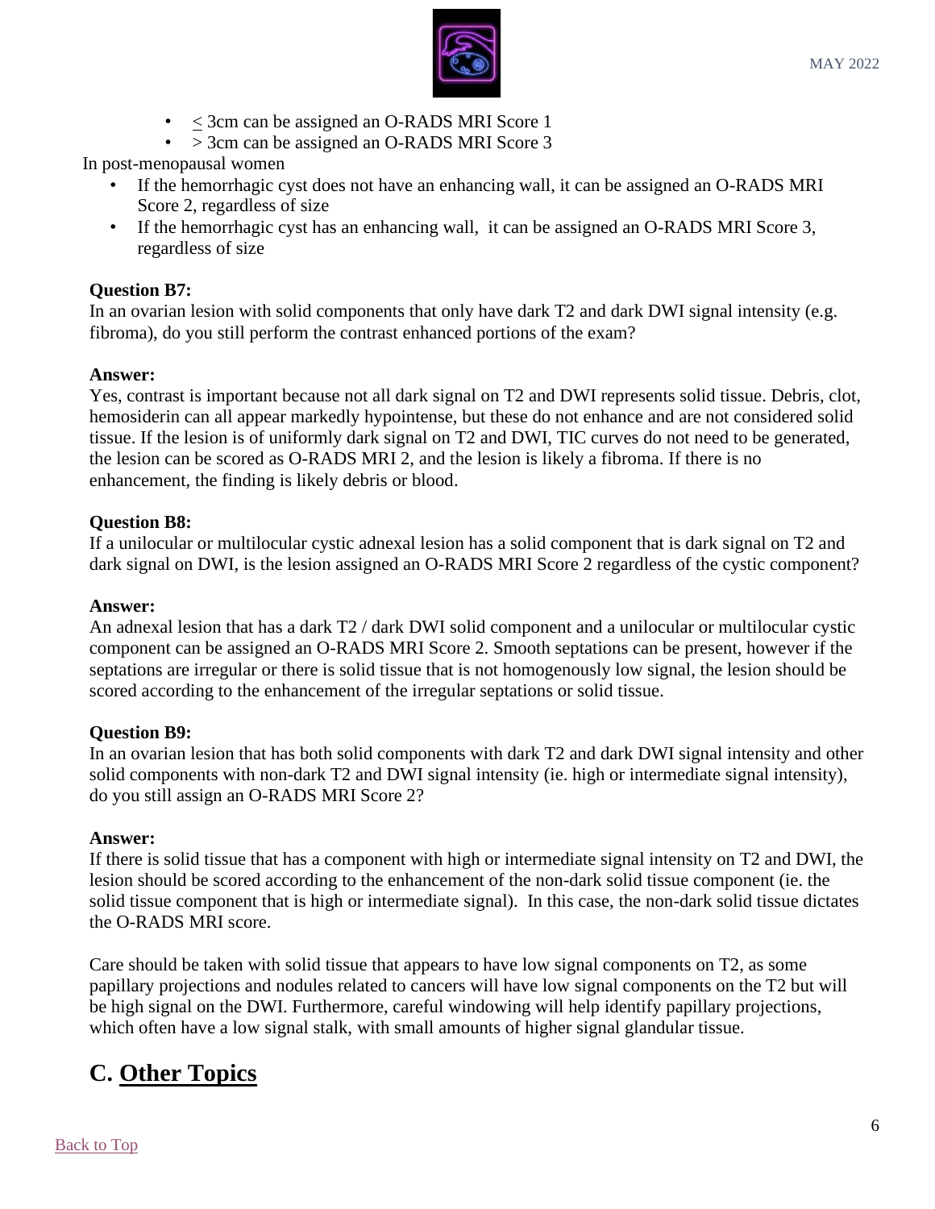- ≤ 3cm can be assigned an O-RADS MRI Score 1
- > 3cm can be assigned an O-RADS MRI Score 3

In post-menopausal women

- If the hemorrhagic cyst does not have an enhancing wall, it can be assigned an O-RADS MRI Score 2, regardless of size
- If the hemorrhagic cyst has an enhancing wall, it can be assigned an O-RADS MRI Score 3, regardless of size

**Question B7:**
In an ovarian lesion with solid components that only have dark T2 and dark DWI signal intensity (e.g. fibroma), do you still perform the contrast enhanced portions of the exam?

**Answer:**
Yes, contrast is important because not all dark signal on T2 and DWI represents solid tissue. Debris, clot, hemosiderin can all appear markedly hypointense, but these do not enhance and are not considered solid tissue. If the lesion is of uniformly dark signal on T2 and DWI, TIC curves do not need to be generated, the lesion can be scored as O-RADS MRI 2, and the lesion is likely a fibroma. If there is no enhancement, the finding is likely debris or blood.

**Question B8:**
If a unilocular or multilocular cystic adnexal lesion has a solid component that is dark signal on T2 and dark signal on DWI, is the lesion assigned an O-RADS MRI Score 2 regardless of the cystic component?

**Answer:**
An adnexal lesion that has a dark T2 / dark DWI solid component and a unilocular or multilocular cystic component can be assigned an O-RADS MRI Score 2. Smooth septations can be present, however if the septations are irregular or there is solid tissue that is not homogenously low signal, the lesion should be scored according to the enhancement of the irregular septations or solid tissue.

**Question B9:**
In an ovarian lesion that has both solid components with dark T2 and dark DWI signal intensity and other solid components with non-dark T2 and DWI signal intensity (ie. high or intermediate signal intensity), do you still assign an O-RADS MRI Score 2?

**Answer:**
If there is solid tissue that has a component with high or intermediate signal intensity on T2 and DWI, the lesion should be scored according to the enhancement of the non-dark solid tissue component (ie. the solid tissue component that is high or intermediate signal). In this case, the non-dark solid tissue dictates the O-RADS MRI score.

Care should be taken with solid tissue that appears to have low signal components on T2, as some papillary projections and nodules related to cancers will have low signal components on the T2 but will be high signal on the DWI. Furthermore, careful windowing will help identify papillary projections, which often have a low signal stalk, with small amounts of higher signal glandular tissue.

## C. Other Topics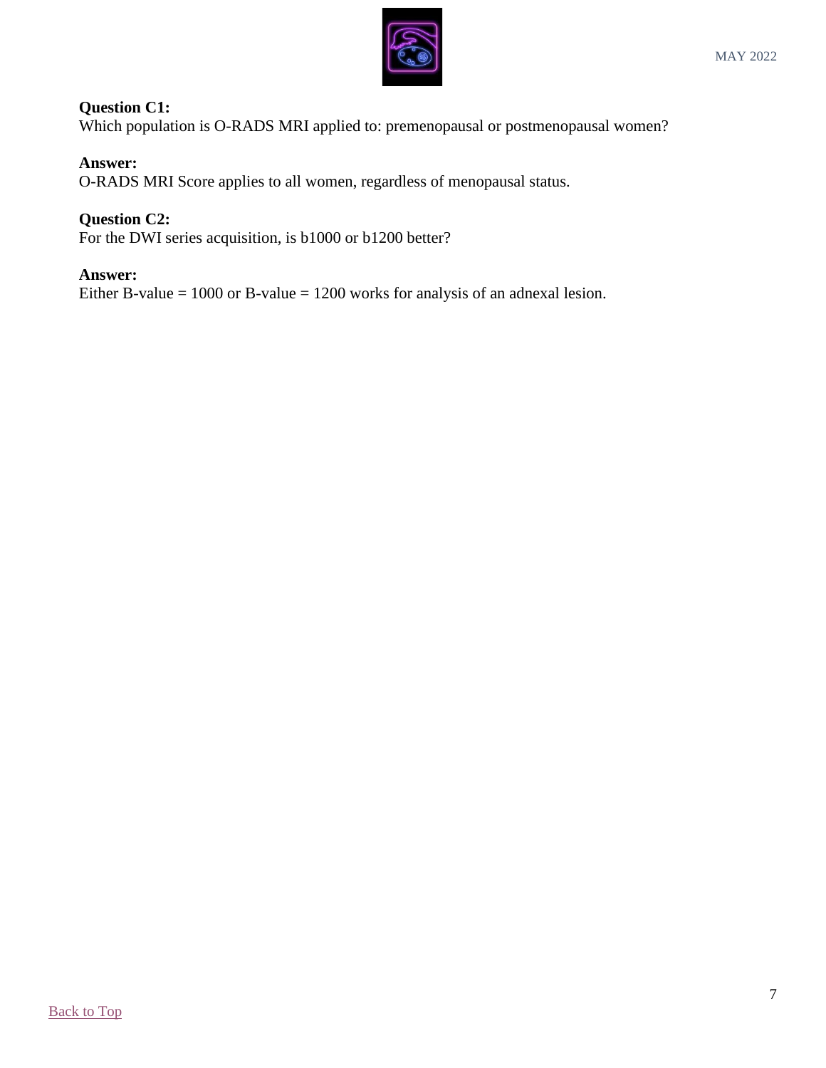**Question C1:**
Which population is O-RADS MRI applied to: premenopausal or postmenopausal women?

**Answer:**
O-RADS MRI Score applies to all women, regardless of menopausal status.

**Question C2:**
For the DWI series acquisition, is b1000 or b1200 better?

**Answer:**
Either B-value = 1000 or B-value = 1200 works for analysis of an adnexal lesion.

Back to Top